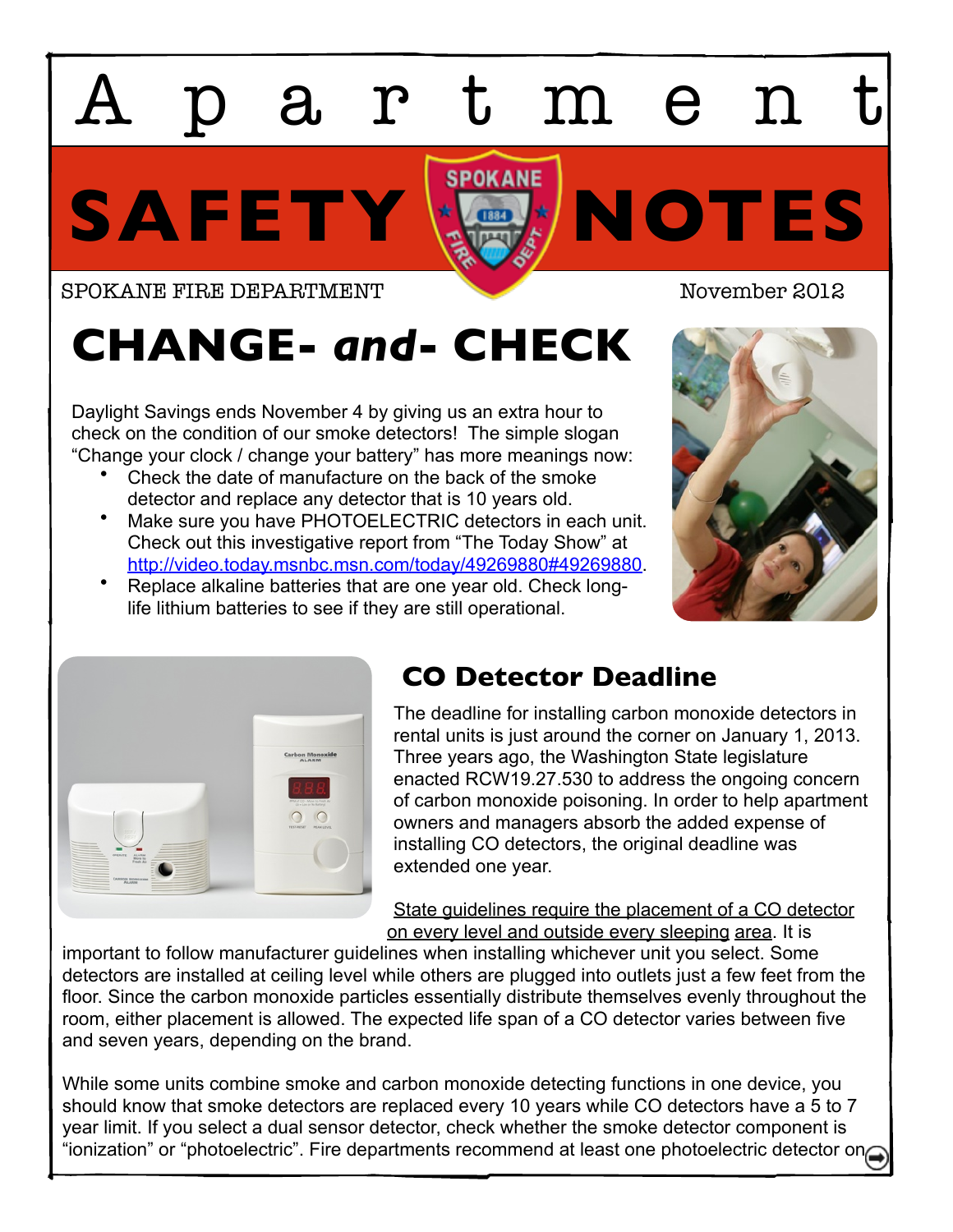# Apartment SAFETY NOTES

SPOKANE FIRE DEPARTMENT

November 2012

## CHANGE- *and*- CHECK

Daylight Savings ends November 4 by giving us an extra hour to check on the condition of our smoke detectors! The simple slogan "Change your clock / change your battery" has more meanings now:

- Check the date of manufacture on the back of the smoke detector and replace any detector that is 10 years old.
- Make sure you have PHOTOELECTRIC detectors in each unit. Check out this investigative report from "The Today Show" at http://video.today.msnbc.msn.com/today/49269880#49269880.
- Replace alkaline batteries that are one year old. Check long-life lithium batteries to see if they are still operational.

## CO Detector Deadline

The deadline for installing carbon monoxide detectors in rental units is just around the corner on January 1, 2013. Three years ago, the Washington State legislature enacted RCW19.27.530 to address the ongoing concern of carbon monoxide poisoning. In order to help apartment owners and managers absorb the added expense of installing CO detectors, the original deadline was extended one year.

State guidelines require the placement of a CO detector on every level and outside every sleeping area. It is important to follow manufacturer guidelines when installing whichever unit you select. Some detectors are installed at ceiling level while others are plugged into outlets just a few feet from the floor. Since the carbon monoxide particles essentially distribute themselves evenly throughout the room, either placement is allowed. The expected life span of a CO detector varies between five and seven years, depending on the brand.

While some units combine smoke and carbon monoxide detecting functions in one device, you should know that smoke detectors are replaced every 10 years while CO detectors have a 5 to 7 year limit. If you select a dual sensor detector, check whether the smoke detector component is "ionization" or "photoelectric". Fire departments recommend at least one photoelectric detector on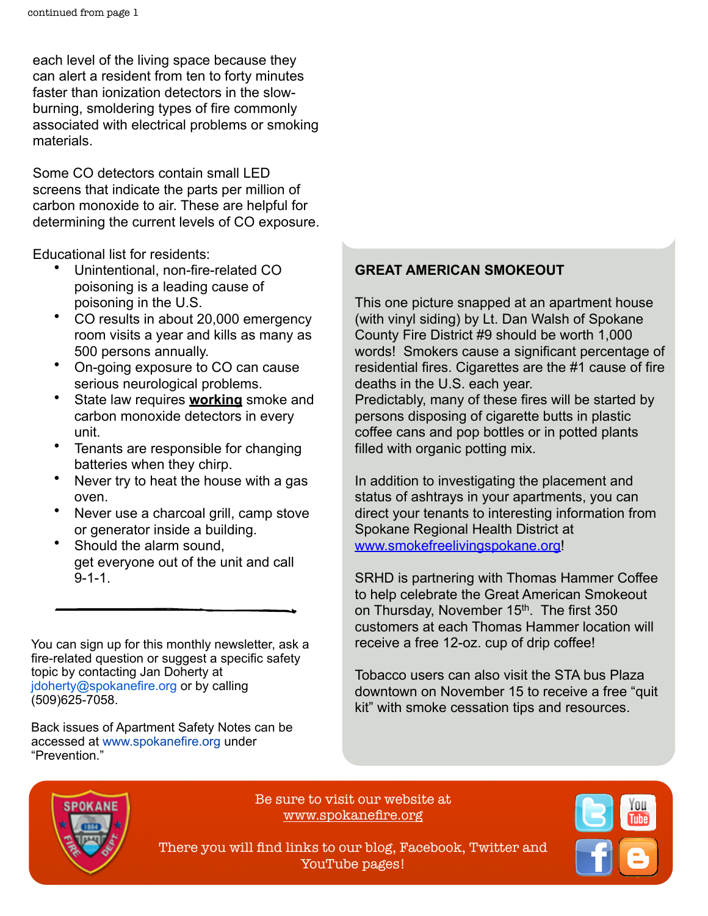continued from page 1

each level of the living space because they can alert a resident from ten to forty minutes faster than ionization detectors in the slow-burning, smoldering types of fire commonly associated with electrical problems or smoking materials.

Some CO detectors contain small LED screens that indicate the parts per million of carbon monoxide to air. These are helpful for determining the current levels of CO exposure.

Educational list for residents:

- Unintentional, non-fire-related CO poisoning is a leading cause of poisoning in the U.S.
- CO results in about 20,000 emergency room visits a year and kills as many as 500 persons annually.
- On-going exposure to CO can cause serious neurological problems.
- State law requires **working** smoke and carbon monoxide detectors in every unit.
- Tenants are responsible for changing batteries when they chirp.
- Never try to heat the house with a gas oven.
- Never use a charcoal grill, camp stove or generator inside a building.
- Should the alarm sound, get everyone out of the unit and call 9-1-1.

---

You can sign up for this monthly newsletter, ask a fire-related question or suggest a specific safety topic by contacting Jan Doherty at jdoherty@spokanefire.org or by calling (509)625-7058.

Back issues of Apartment Safety Notes can be accessed at www.spokanefire.org under "Prevention."

## GREAT AMERICAN SMOKEOUT

This one picture snapped at an apartment house (with vinyl siding) by Lt. Dan Walsh of Spokane County Fire District #9 should be worth 1,000 words! Smokers cause a significant percentage of residential fires. Cigarettes are the #1 cause of fire deaths in the U.S. each year.
Predictably, many of these fires will be started by persons disposing of cigarette butts in plastic coffee cans and pop bottles or in potted plants filled with organic potting mix.

In addition to investigating the placement and status of ashtrays in your apartments, you can direct your tenants to interesting information from Spokane Regional Health District at www.smokefreelivingspokane.org!

SRHD is partnering with Thomas Hammer Coffee to help celebrate the Great American Smokeout on Thursday, November 15th. The first 350 customers at each Thomas Hammer location will receive a free 12-oz. cup of drip coffee!

Tobacco users can also visit the STA bus Plaza downtown on November 15 to receive a free "quit kit" with smoke cessation tips and resources.

Be sure to visit our website at www.spokanefire.org

There you will find links to our blog, Facebook, Twitter and YouTube pages!